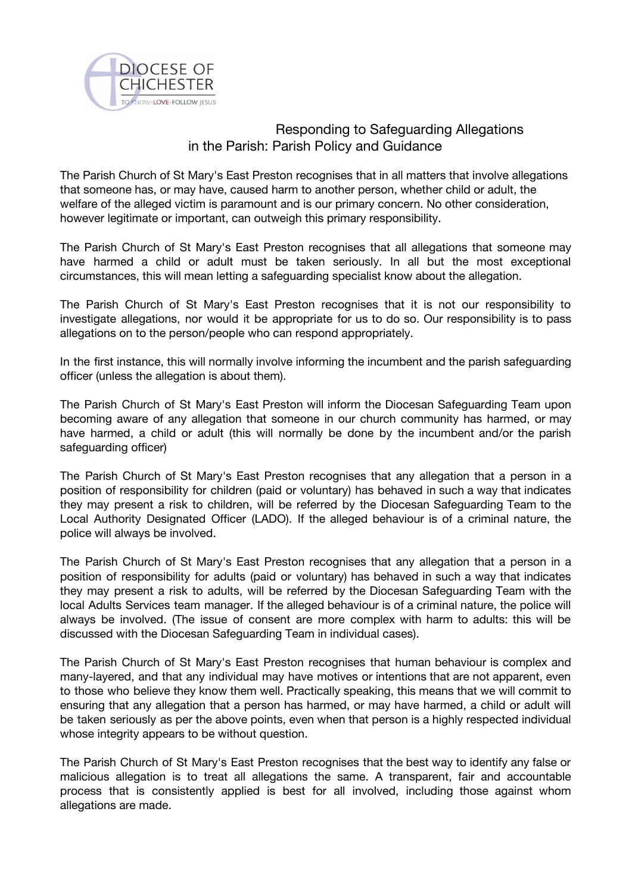DIOCESE OF CHICHESTER

TO KNOW · LOVE · FOLLOW JESUS

# Responding to Safeguarding Allegations in the Parish: Parish Policy and Guidance

The Parish Church of St Mary's East Preston recognises that in all matters that involve allegations that someone has, or may have, caused harm to another person, whether child or adult, the welfare of the alleged victim is paramount and is our primary concern. No other consideration, however legitimate or important, can outweigh this primary responsibility.

The Parish Church of St Mary's East Preston recognises that all allegations that someone may have harmed a child or adult must be taken seriously. In all but the most exceptional circumstances, this will mean letting a safeguarding specialist know about the allegation.

The Parish Church of St Mary's East Preston recognises that it is not our responsibility to investigate allegations, nor would it be appropriate for us to do so. Our responsibility is to pass allegations on to the person/people who can respond appropriately.

In the first instance, this will normally involve informing the incumbent and the parish safeguarding officer (unless the allegation is about them).

The Parish Church of St Mary's East Preston will inform the Diocesan Safeguarding Team upon becoming aware of any allegation that someone in our church community has harmed, or may have harmed, a child or adult (this will normally be done by the incumbent and/or the parish safeguarding officer)

The Parish Church of St Mary's East Preston recognises that any allegation that a person in a position of responsibility for children (paid or voluntary) has behaved in such a way that indicates they may present a risk to children, will be referred by the Diocesan Safeguarding Team to the Local Authority Designated Officer (LADO). If the alleged behaviour is of a criminal nature, the police will always be involved.

The Parish Church of St Mary's East Preston recognises that any allegation that a person in a position of responsibility for adults (paid or voluntary) has behaved in such a way that indicates they may present a risk to adults, will be referred by the Diocesan Safeguarding Team with the local Adults Services team manager. If the alleged behaviour is of a criminal nature, the police will always be involved. (The issue of consent are more complex with harm to adults: this will be discussed with the Diocesan Safeguarding Team in individual cases).

The Parish Church of St Mary's East Preston recognises that human behaviour is complex and many-layered, and that any individual may have motives or intentions that are not apparent, even to those who believe they know them well. Practically speaking, this means that we will commit to ensuring that any allegation that a person has harmed, or may have harmed, a child or adult will be taken seriously as per the above points, even when that person is a highly respected individual whose integrity appears to be without question.

The Parish Church of St Mary's East Preston recognises that the best way to identify any false or malicious allegation is to treat all allegations the same. A transparent, fair and accountable process that is consistently applied is best for all involved, including those against whom allegations are made.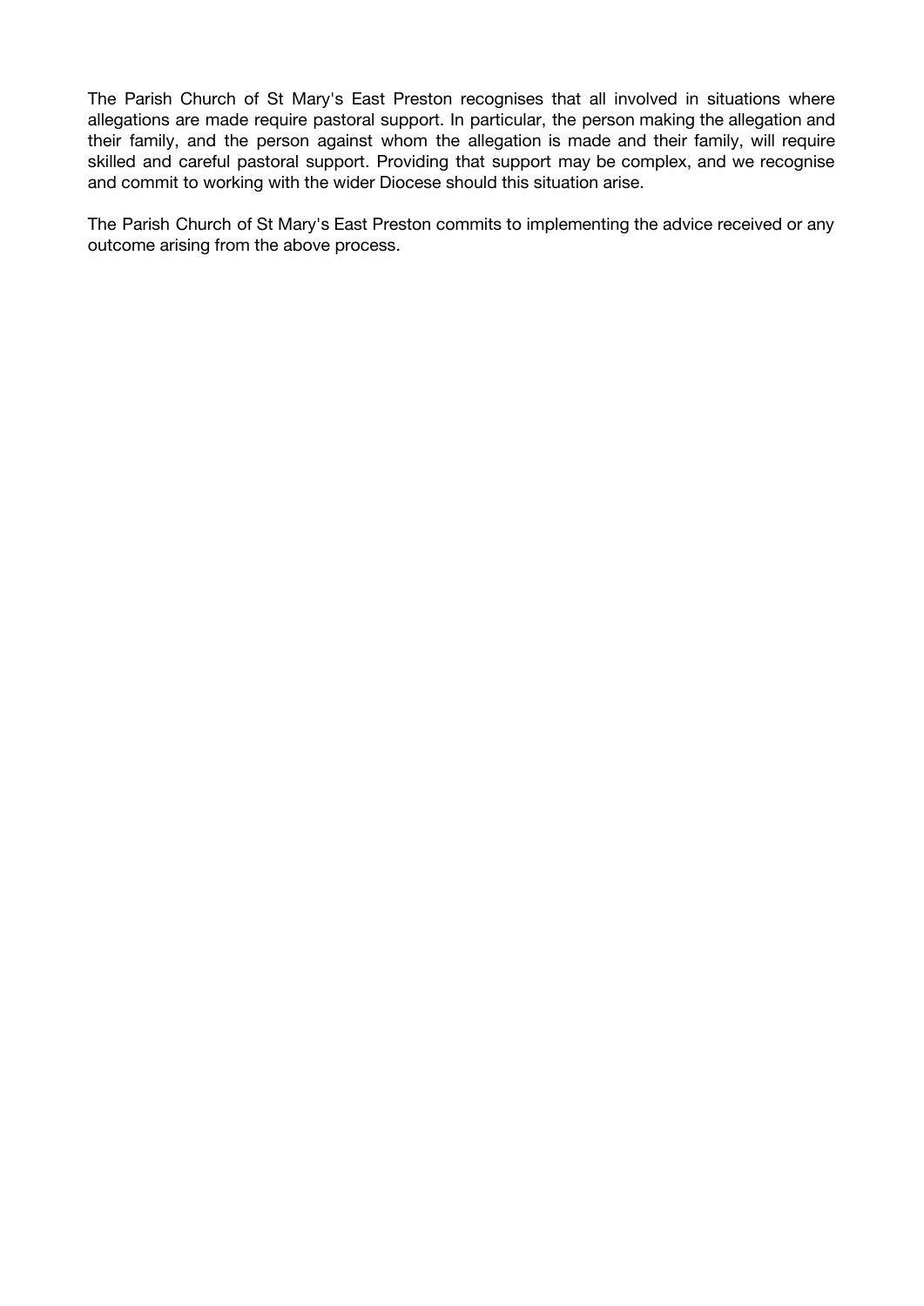The Parish Church of St Mary's East Preston recognises that all involved in situations where allegations are made require pastoral support. In particular, the person making the allegation and their family, and the person against whom the allegation is made and their family, will require skilled and careful pastoral support. Providing that support may be complex, and we recognise and commit to working with the wider Diocese should this situation arise.

The Parish Church of St Mary's East Preston commits to implementing the advice received or any outcome arising from the above process.